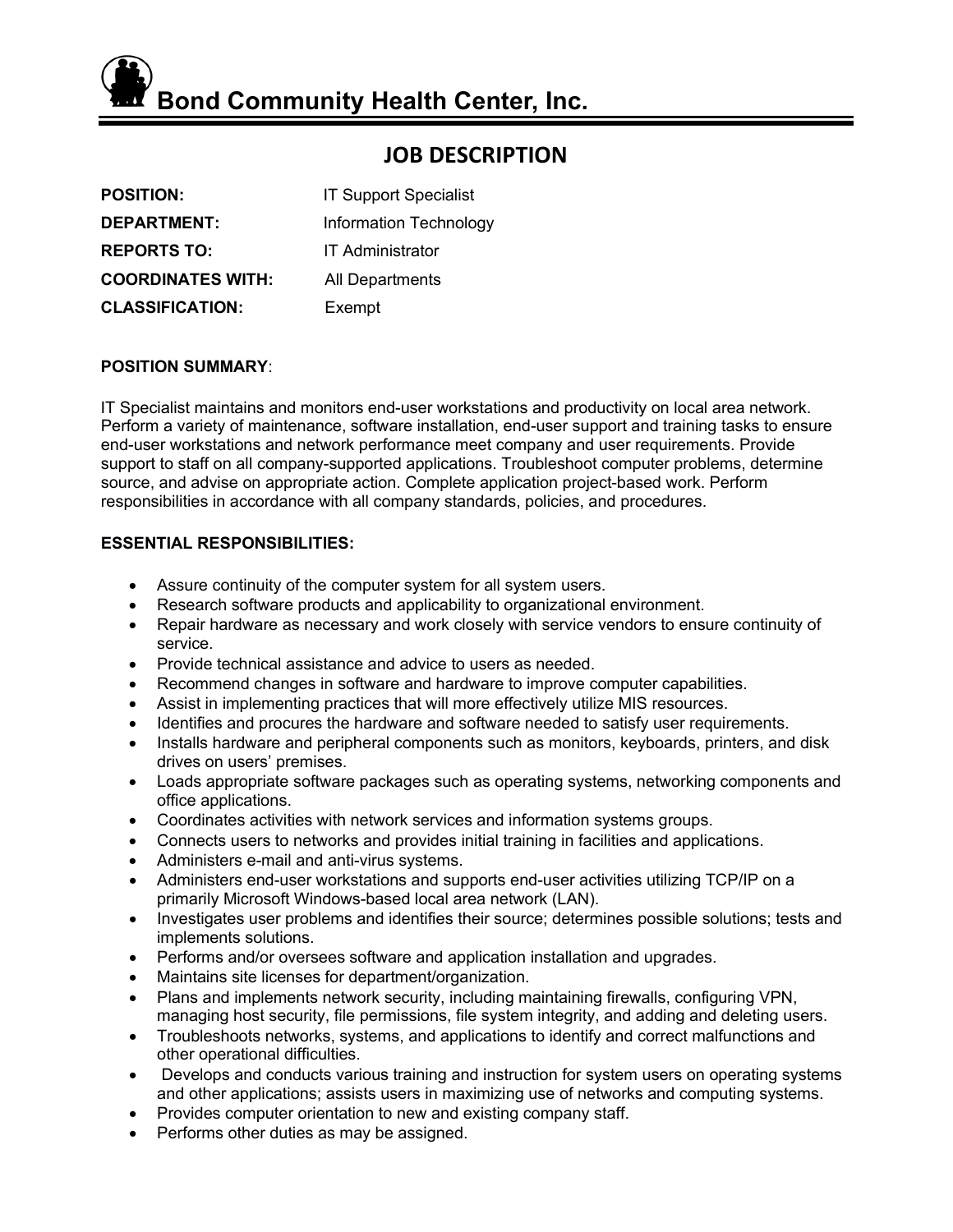# Bond Community Health Center, Inc.

## JOB DESCRIPTION

| | |
|---|---|
| **POSITION:** | IT Support Specialist |
| **DEPARTMENT:** | Information Technology |
| **REPORTS TO:** | IT Administrator |
| **COORDINATES WITH:** | All Departments |
| **CLASSIFICATION:** | Exempt |

**POSITION SUMMARY**:

IT Specialist maintains and monitors end-user workstations and productivity on local area network. Perform a variety of maintenance, software installation, end-user support and training tasks to ensure end-user workstations and network performance meet company and user requirements. Provide support to staff on all company-supported applications. Troubleshoot computer problems, determine source, and advise on appropriate action. Complete application project-based work. Perform responsibilities in accordance with all company standards, policies, and procedures.

**ESSENTIAL RESPONSIBILITIES:**

- Assure continuity of the computer system for all system users.
- Research software products and applicability to organizational environment.
- Repair hardware as necessary and work closely with service vendors to ensure continuity of service.
- Provide technical assistance and advice to users as needed.
- Recommend changes in software and hardware to improve computer capabilities.
- Assist in implementing practices that will more effectively utilize MIS resources.
- Identifies and procures the hardware and software needed to satisfy user requirements.
- Installs hardware and peripheral components such as monitors, keyboards, printers, and disk drives on users' premises.
- Loads appropriate software packages such as operating systems, networking components and office applications.
- Coordinates activities with network services and information systems groups.
- Connects users to networks and provides initial training in facilities and applications.
- Administers e-mail and anti-virus systems.
- Administers end-user workstations and supports end-user activities utilizing TCP/IP on a primarily Microsoft Windows-based local area network (LAN).
- Investigates user problems and identifies their source; determines possible solutions; tests and implements solutions.
- Performs and/or oversees software and application installation and upgrades.
- Maintains site licenses for department/organization.
- Plans and implements network security, including maintaining firewalls, configuring VPN, managing host security, file permissions, file system integrity, and adding and deleting users.
- Troubleshoots networks, systems, and applications to identify and correct malfunctions and other operational difficulties.
- Develops and conducts various training and instruction for system users on operating systems and other applications; assists users in maximizing use of networks and computing systems.
- Provides computer orientation to new and existing company staff.
- Performs other duties as may be assigned.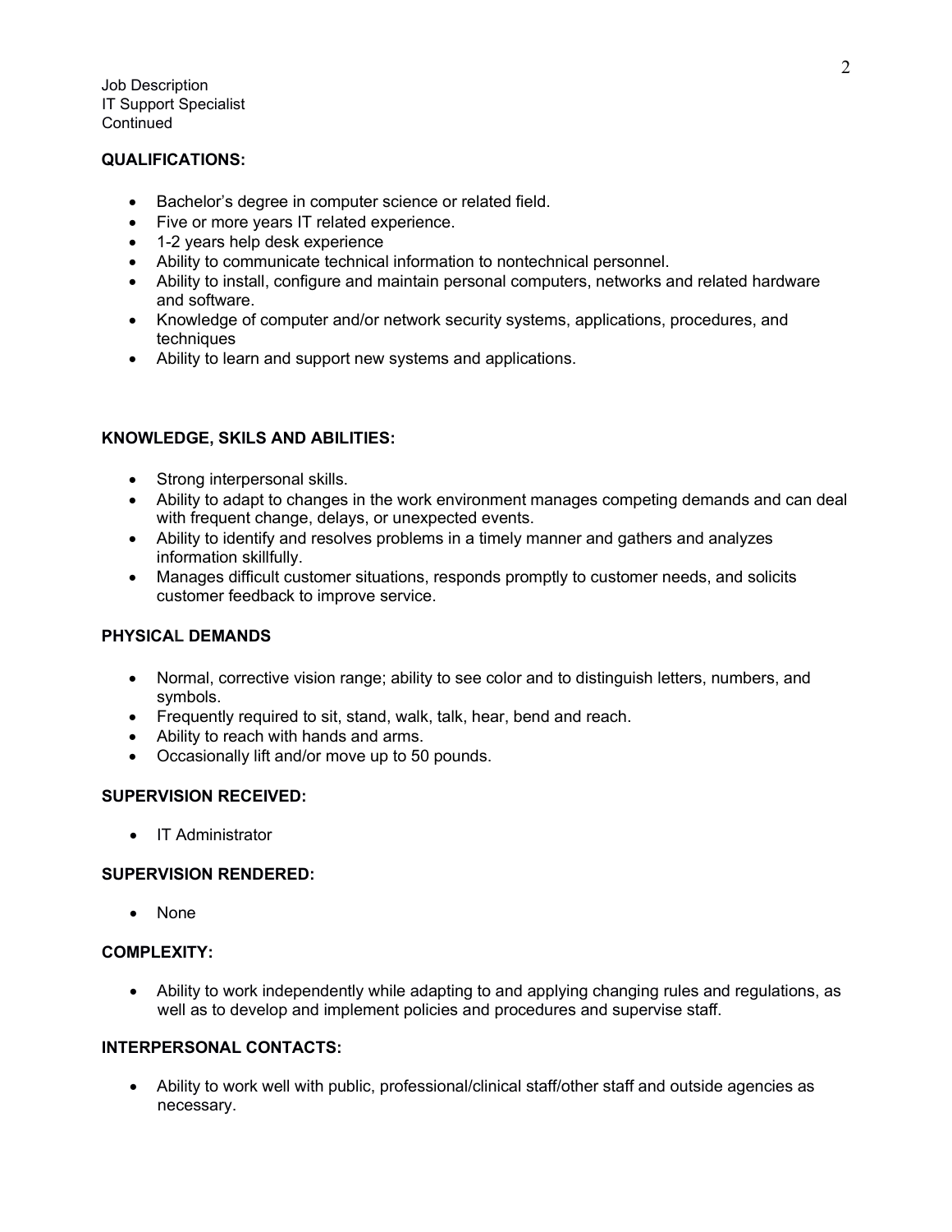Job Description
IT Support Specialist
Continued

**QUALIFICATIONS:**

- Bachelor's degree in computer science or related field.
- Five or more years IT related experience.
- 1-2 years help desk experience
- Ability to communicate technical information to nontechnical personnel.
- Ability to install, configure and maintain personal computers, networks and related hardware and software.
- Knowledge of computer and/or network security systems, applications, procedures, and techniques
- Ability to learn and support new systems and applications.

**KNOWLEDGE, SKILS AND ABILITIES:**

- Strong interpersonal skills.
- Ability to adapt to changes in the work environment manages competing demands and can deal with frequent change, delays, or unexpected events.
- Ability to identify and resolves problems in a timely manner and gathers and analyzes information skillfully.
- Manages difficult customer situations, responds promptly to customer needs, and solicits customer feedback to improve service.

**PHYSICAL DEMANDS**

- Normal, corrective vision range; ability to see color and to distinguish letters, numbers, and symbols.
- Frequently required to sit, stand, walk, talk, hear, bend and reach.
- Ability to reach with hands and arms.
- Occasionally lift and/or move up to 50 pounds.

**SUPERVISION RECEIVED:**

- IT Administrator

**SUPERVISION RENDERED:**

- None

**COMPLEXITY:**

- Ability to work independently while adapting to and applying changing rules and regulations, as well as to develop and implement policies and procedures and supervise staff.

**INTERPERSONAL CONTACTS:**

- Ability to work well with public, professional/clinical staff/other staff and outside agencies as necessary.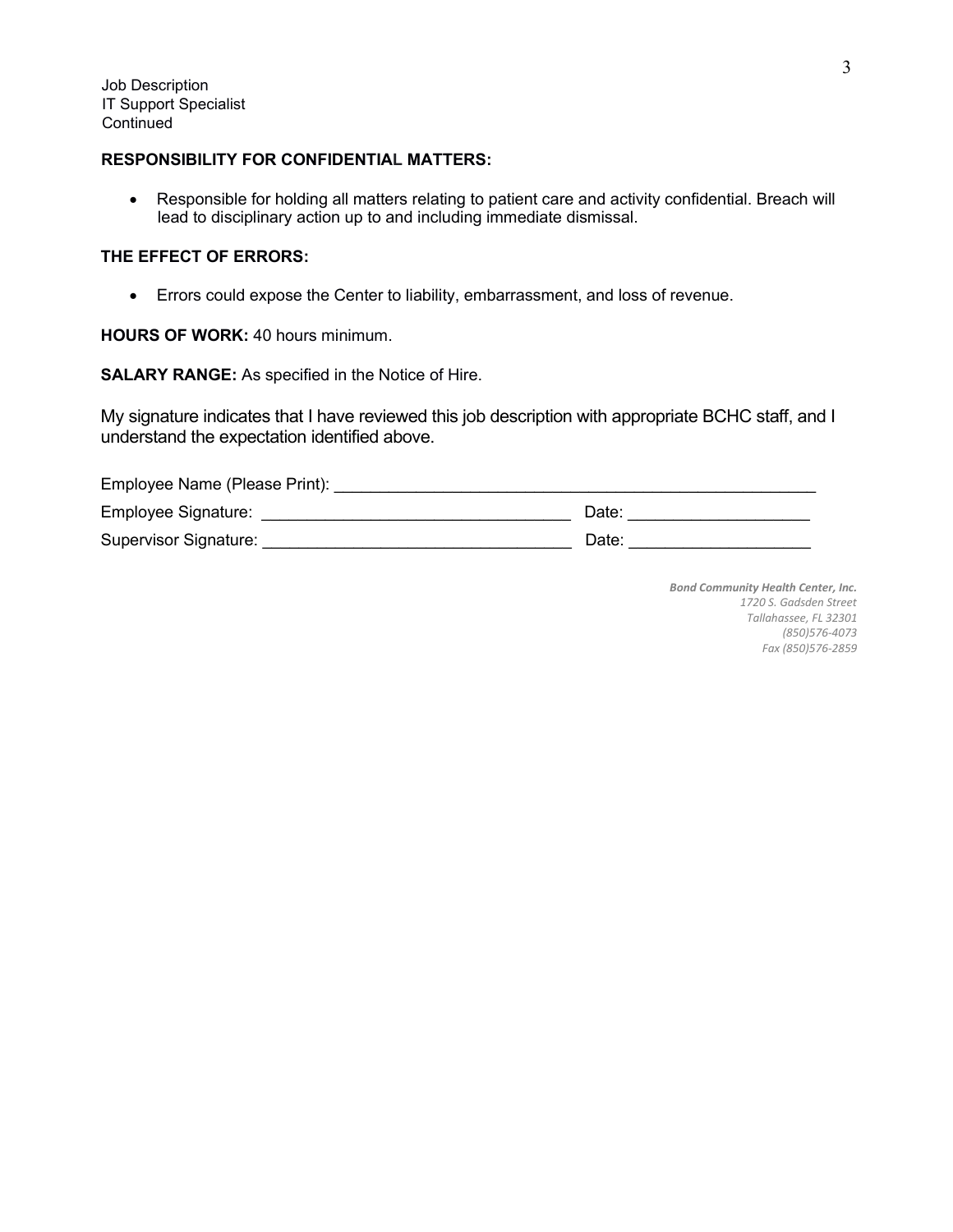Job Description
IT Support Specialist
Continued

**RESPONSIBILITY FOR CONFIDENTIAL MATTERS:**

- Responsible for holding all matters relating to patient care and activity confidential. Breach will lead to disciplinary action up to and including immediate dismissal.

**THE EFFECT OF ERRORS:**

- Errors could expose the Center to liability, embarrassment, and loss of revenue.

**HOURS OF WORK:** 40 hours minimum.

**SALARY RANGE:** As specified in the Notice of Hire.

My signature indicates that I have reviewed this job description with appropriate BCHC staff, and I understand the expectation identified above.

Employee Name (Please Print): ______________________________________________________

Employee Signature: __________________________________ Date: ___________________

Supervisor Signature: __________________________________ Date: ___________________

***Bond Community Health Center, Inc.***
*1720 S. Gadsden Street*
*Tallahassee, FL 32301*
*(850)576-4073*
*Fax (850)576-2859*